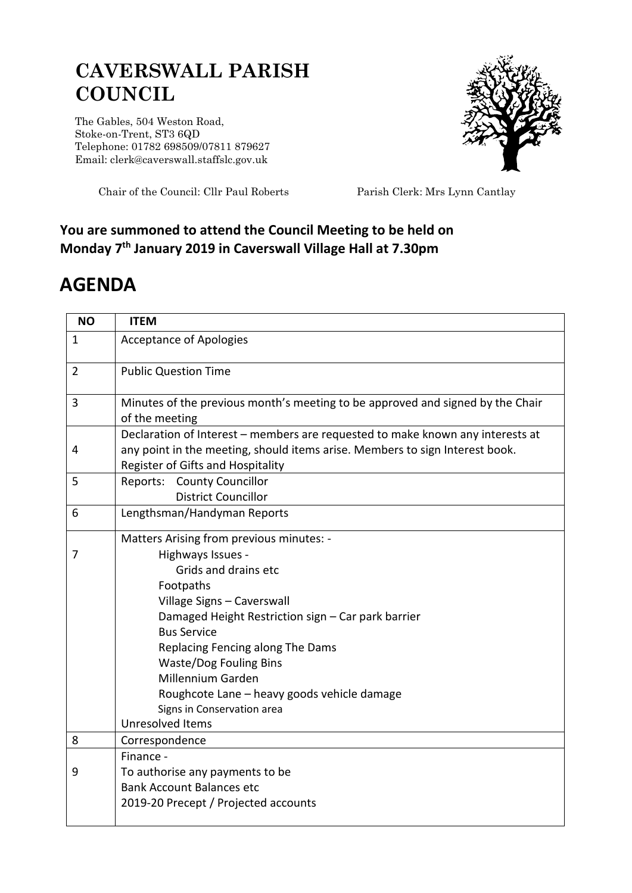# CAVERSWALL PARISH COUNCIL

The Gables, 504 Weston Road,
Stoke-on-Trent, ST3 6QD
Telephone: 01782 698509/07811 879627
Email: clerk@caverswall.staffslc.gov.uk

Chair of the Council: Cllr Paul Roberts

Parish Clerk: Mrs Lynn Cantlay

**You are summoned to attend the Council Meeting to be held on Monday 7th January 2019 in Caverswall Village Hall at 7.30pm**

# AGENDA

| NO | ITEM |
|---|---|
| 1 | Acceptance of Apologies |
| 2 | Public Question Time |
| 3 | Minutes of the previous month's meeting to be approved and signed by the Chair of the meeting |
| 4 | Declaration of Interest – members are requested to make known any interests at any point in the meeting, should items arise. Members to sign Interest book.<br>Register of Gifts and Hospitality |
| 5 | Reports: County Councillor<br>District Councillor |
| 6 | Lengthsman/Handyman Reports |
| 7 | Matters Arising from previous minutes: -<br>Highways Issues -<br>Grids and drains etc<br>Footpaths<br>Village Signs – Caverswall<br>Damaged Height Restriction sign – Car park barrier<br>Bus Service<br>Replacing Fencing along The Dams<br>Waste/Dog Fouling Bins<br>Millennium Garden<br>Roughcote Lane – heavy goods vehicle damage<br>Signs in Conservation area<br>Unresolved Items |
| 8 | Correspondence |
| 9 | Finance -<br>To authorise any payments to be<br>Bank Account Balances etc<br>2019-20 Precept / Projected accounts |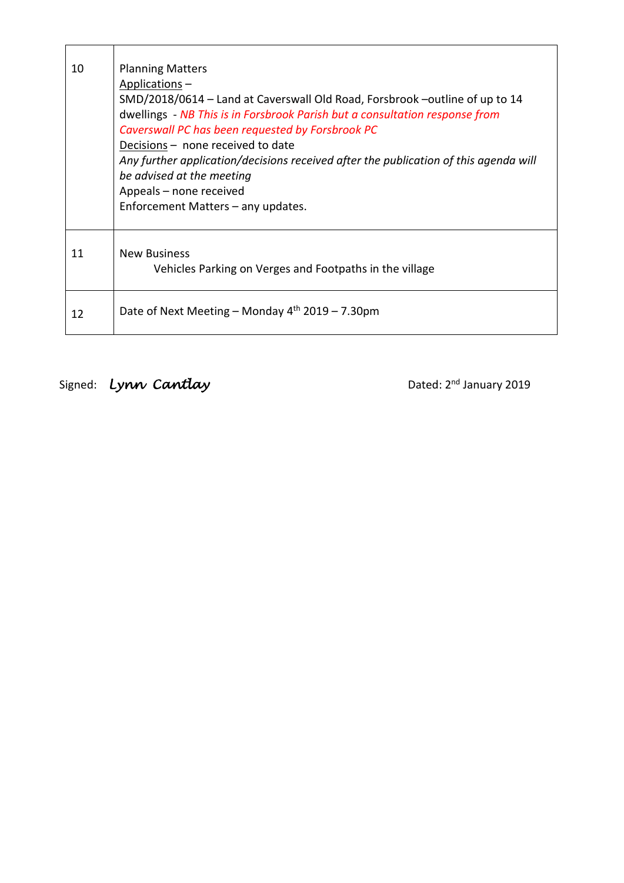| | |
|---|---|
| 10 | Planning Matters<br>Applications –<br>SMD/2018/0614 – Land at Caverswall Old Road, Forsbrook –outline of up to 14 dwellings - *NB This is in Forsbrook Parish but a consultation response from Caverswall PC has been requested by Forsbrook PC*<br>Decisions – none received to date<br>*Any further application/decisions received after the publication of this agenda will be advised at the meeting*<br>Appeals – none received<br>Enforcement Matters – any updates. |
| 11 | New Business<br>Vehicles Parking on Verges and Footpaths in the village |
| 12 | Date of Next Meeting – Monday 4th 2019 – 7.30pm |

Signed: *Lynn Cantlay* Dated: 2nd January 2019